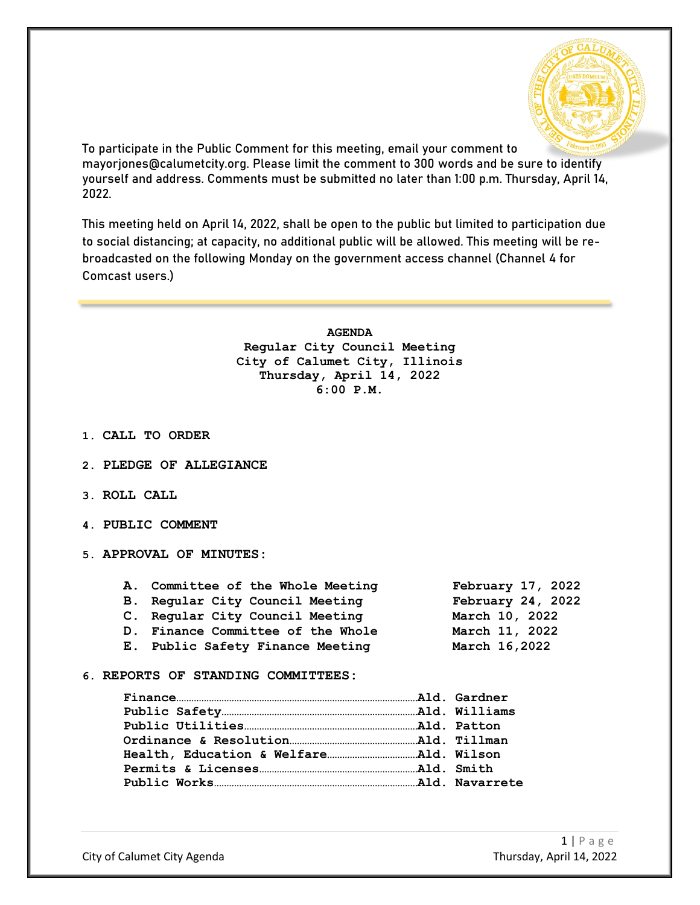To participate in the Public Comment for this meeting, email your comment to mayorjones@calumetcity.org. Please limit the comment to 300 words and be sure to identify yourself and address. Comments must be submitted no later than 1:00 p.m. Thursday, April 14, 2022.

This meeting held on April 14, 2022, shall be open to the public but limited to participation due to social distancing; at capacity, no additional public will be allowed. This meeting will be re-broadcasted on the following Monday on the government access channel (Channel 4 for Comcast users.)

---

**AGENDA**
**Regular City Council Meeting**
**City of Calumet City, Illinois**
**Thursday, April 14, 2022**
**6:00 P.M.**

1. **CALL TO ORDER**

2. **PLEDGE OF ALLEGIANCE**

3. **ROLL CALL**

4. **PUBLIC COMMENT**

5. **APPROVAL OF MINUTES:**

   **A. Committee of the Whole Meeting** — **February 17, 2022**
   **B. Regular City Council Meeting** — **February 24, 2022**
   **C. Regular City Council Meeting** — **March 10, 2022**
   **D. Finance Committee of the Whole** — **March 11, 2022**
   **E. Public Safety Finance Meeting** — **March 16,2022**

6. **REPORTS OF STANDING COMMITTEES:**

   **Finance..........Ald. Gardner**
   **Public Safety..........Ald. Williams**
   **Public Utilities..........Ald. Patton**
   **Ordinance & Resolution..........Ald. Tillman**
   **Health, Education & Welfare..........Ald. Wilson**
   **Permits & Licenses..........Ald. Smith**
   **Public Works..........Ald. Navarrete**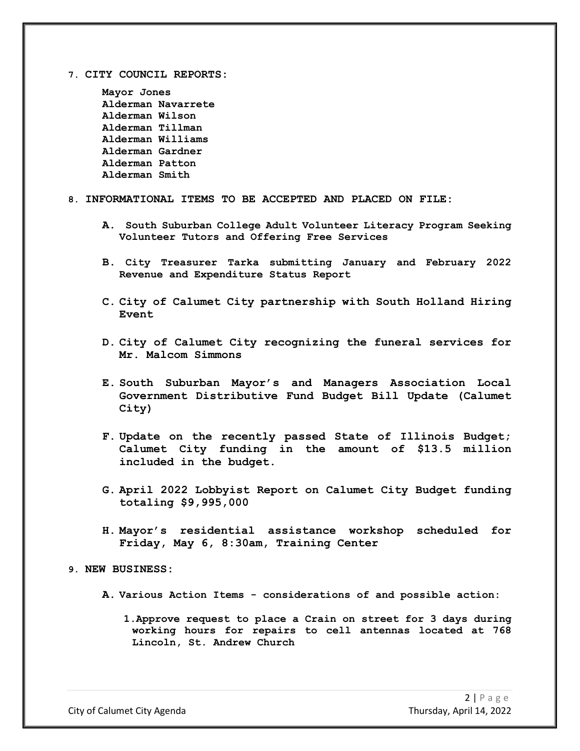7. **CITY COUNCIL REPORTS:**

**Mayor Jones**
**Alderman Navarrete**
**Alderman Wilson**
**Alderman Tillman**
**Alderman Williams**
**Alderman Gardner**
**Alderman Patton**
**Alderman Smith**

8. **INFORMATIONAL ITEMS TO BE ACCEPTED AND PLACED ON FILE:**

   **A.** **South Suburban College Adult Volunteer Literacy Program Seeking Volunteer Tutors and Offering Free Services**

   **B.** **City Treasurer Tarka submitting January and February 2022 Revenue and Expenditure Status Report**

   **C.** **City of Calumet City partnership with South Holland Hiring Event**

   **D.** **City of Calumet City recognizing the funeral services for Mr. Malcom Simmons**

   **E.** **South Suburban Mayor's and Managers Association Local Government Distributive Fund Budget Bill Update (Calumet City)**

   **F.** **Update on the recently passed State of Illinois Budget; Calumet City funding in the amount of $13.5 million included in the budget.**

   **G.** **April 2022 Lobbyist Report on Calumet City Budget funding totaling $9,995,000**

   **H.** **Mayor's residential assistance workshop scheduled for Friday, May 6, 8:30am, Training Center**

9. **NEW BUSINESS:**

   **A.** **Various Action Items - considerations of and possible action:**

      **1.** **Approve request to place a Crain on street for 3 days during working hours for repairs to cell antennas located at 768 Lincoln, St. Andrew Church**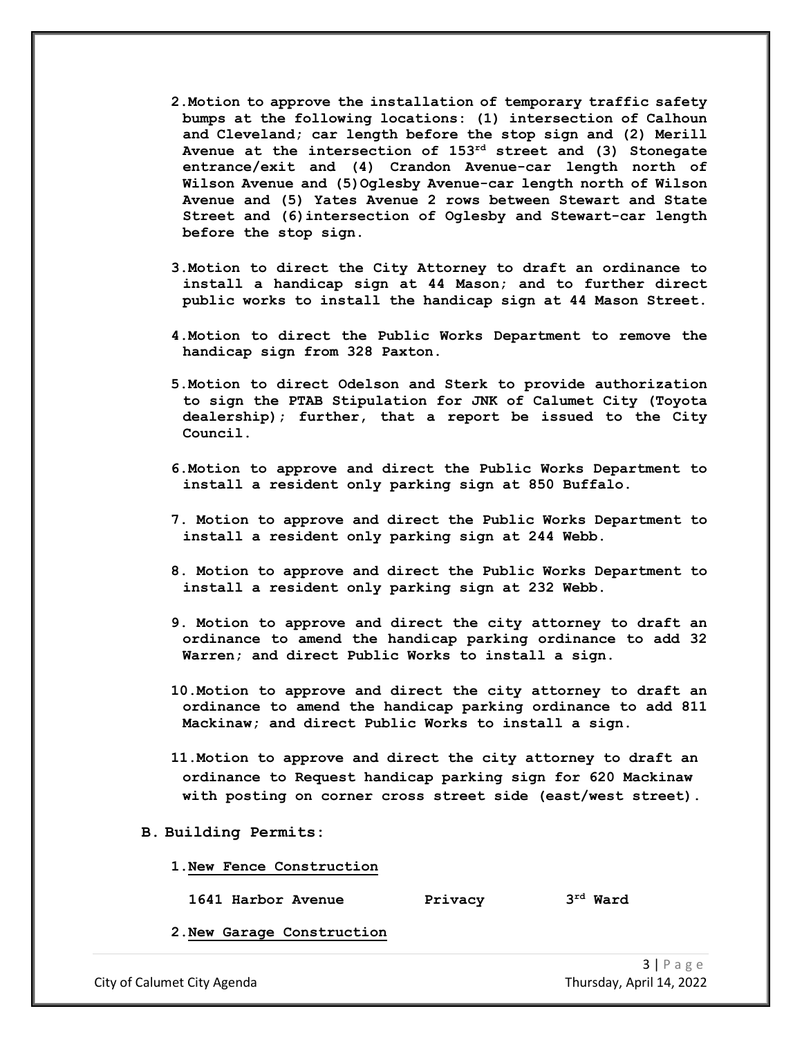2. **Motion to approve the installation of temporary traffic safety bumps at the following locations: (1) intersection of Calhoun and Cleveland; car length before the stop sign and (2) Merill Avenue at the intersection of 153rd street and (3) Stonegate entrance/exit and (4) Crandon Avenue-car length north of Wilson Avenue and (5)Oglesby Avenue-car length north of Wilson Avenue and (5) Yates Avenue 2 rows between Stewart and State Street and (6)intersection of Oglesby and Stewart-car length before the stop sign.**

3. **Motion to direct the City Attorney to draft an ordinance to install a handicap sign at 44 Mason; and to further direct public works to install the handicap sign at 44 Mason Street.**

4. **Motion to direct the Public Works Department to remove the handicap sign from 328 Paxton.**

5. **Motion to direct Odelson and Sterk to provide authorization to sign the PTAB Stipulation for JNK of Calumet City (Toyota dealership); further, that a report be issued to the City Council.**

6. **Motion to approve and direct the Public Works Department to install a resident only parking sign at 850 Buffalo.**

7. **Motion to approve and direct the Public Works Department to install a resident only parking sign at 244 Webb.**

8. **Motion to approve and direct the Public Works Department to install a resident only parking sign at 232 Webb.**

9. **Motion to approve and direct the city attorney to draft an ordinance to amend the handicap parking ordinance to add 32 Warren; and direct Public Works to install a sign.**

10. **Motion to approve and direct the city attorney to draft an ordinance to amend the handicap parking ordinance to add 811 Mackinaw; and direct Public Works to install a sign.**

11. **Motion to approve and direct the city attorney to draft an ordinance to Request handicap parking sign for 620 Mackinaw with posting on corner cross street side (east/west street).**

**B. Building Permits:**

1. **New Fence Construction**

| | | |
|---|---|---|
| **1641 Harbor Avenue** | **Privacy** | **3rd Ward** |

2. **New Garage Construction**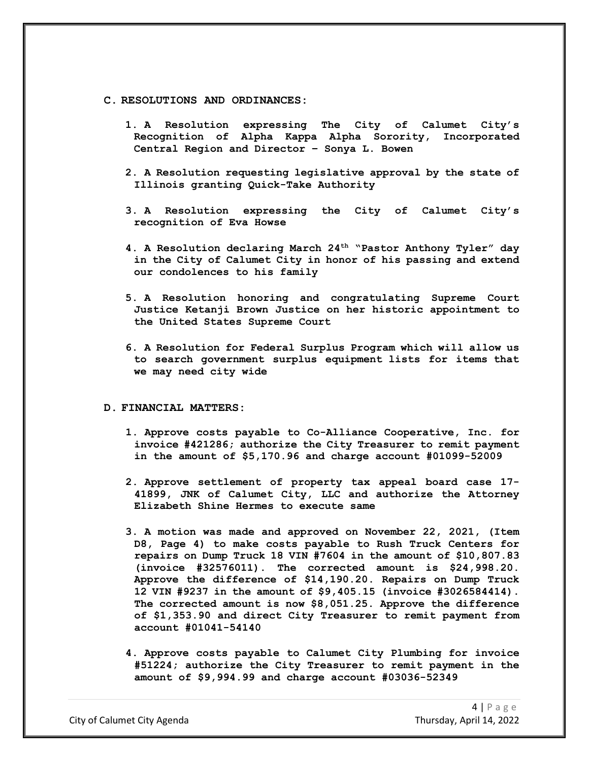## C. RESOLUTIONS AND ORDINANCES:

1. **A Resolution expressing The City of Calumet City's Recognition of Alpha Kappa Alpha Sorority, Incorporated Central Region and Director – Sonya L. Bowen**

2. **A Resolution requesting legislative approval by the state of Illinois granting Quick-Take Authority**

3. **A Resolution expressing the City of Calumet City's recognition of Eva Howse**

4. **A Resolution declaring March 24th "Pastor Anthony Tyler" day in the City of Calumet City in honor of his passing and extend our condolences to his family**

5. **A Resolution honoring and congratulating Supreme Court Justice Ketanji Brown Justice on her historic appointment to the United States Supreme Court**

6. **A Resolution for Federal Surplus Program which will allow us to search government surplus equipment lists for items that we may need city wide**

## D. FINANCIAL MATTERS:

1. **Approve costs payable to Co-Alliance Cooperative, Inc. for invoice #421286; authorize the City Treasurer to remit payment in the amount of $5,170.96 and charge account #01099-52009**

2. **Approve settlement of property tax appeal board case 17-41899, JNK of Calumet City, LLC and authorize the Attorney Elizabeth Shine Hermes to execute same**

3. **A motion was made and approved on November 22, 2021, (Item D8, Page 4) to make costs payable to Rush Truck Centers for repairs on Dump Truck 18 VIN #7604 in the amount of $10,807.83 (invoice #32576011). The corrected amount is $24,998.20. Approve the difference of $14,190.20. Repairs on Dump Truck 12 VIN #9237 in the amount of $9,405.15 (invoice #3026584414). The corrected amount is now $8,051.25. Approve the difference of $1,353.90 and direct City Treasurer to remit payment from account #01041-54140**

4. **Approve costs payable to Calumet City Plumbing for invoice #51224; authorize the City Treasurer to remit payment in the amount of $9,994.99 and charge account #03036-52349**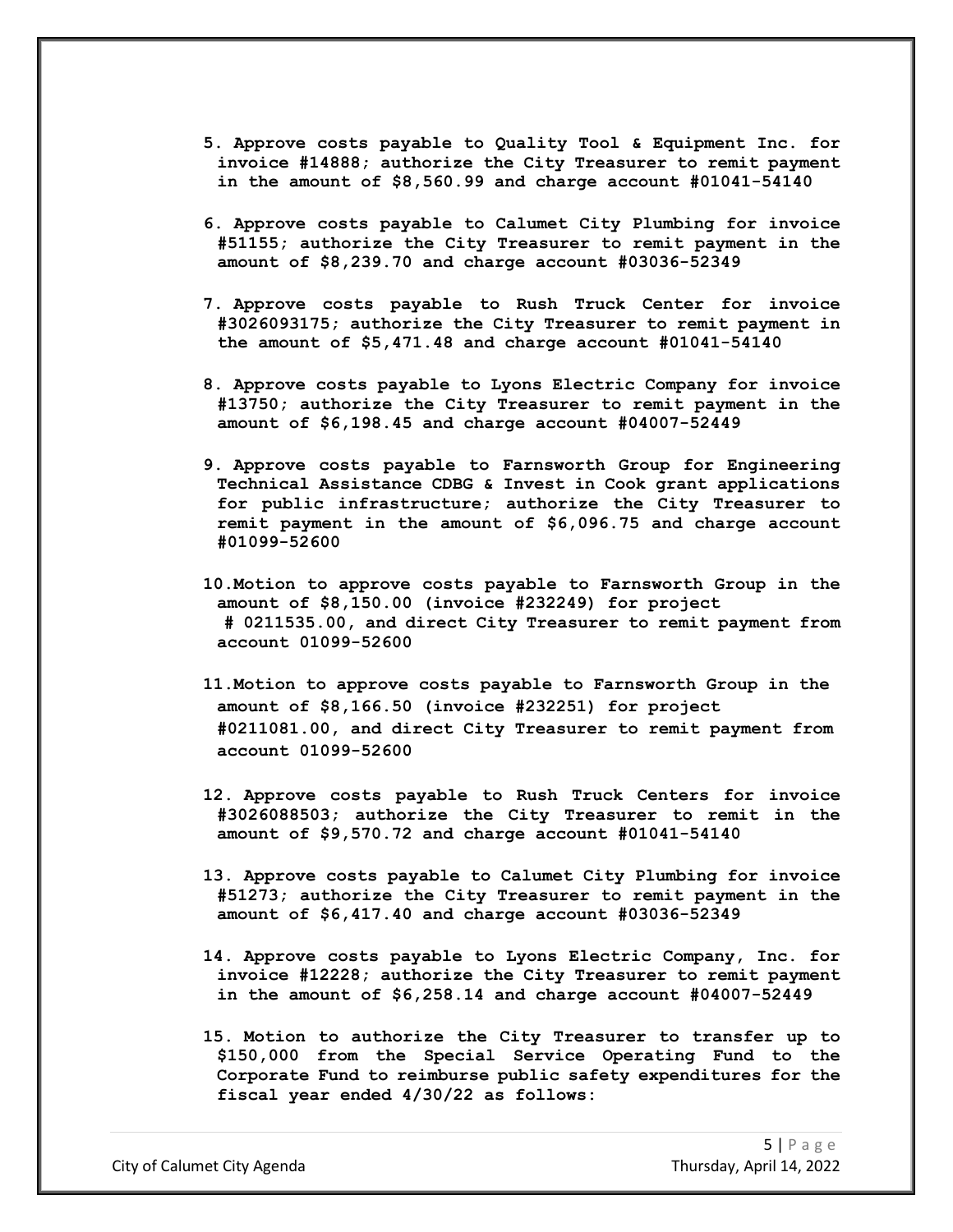5. **Approve costs payable to Quality Tool & Equipment Inc. for invoice #14888; authorize the City Treasurer to remit payment in the amount of $8,560.99 and charge account #01041-54140**

6. **Approve costs payable to Calumet City Plumbing for invoice #51155; authorize the City Treasurer to remit payment in the amount of $8,239.70 and charge account #03036-52349**

7. **Approve costs payable to Rush Truck Center for invoice #3026093175; authorize the City Treasurer to remit payment in the amount of $5,471.48 and charge account #01041-54140**

8. **Approve costs payable to Lyons Electric Company for invoice #13750; authorize the City Treasurer to remit payment in the amount of $6,198.45 and charge account #04007-52449**

9. **Approve costs payable to Farnsworth Group for Engineering Technical Assistance CDBG & Invest in Cook grant applications for public infrastructure; authorize the City Treasurer to remit payment in the amount of $6,096.75 and charge account #01099-52600**

10. **Motion to approve costs payable to Farnsworth Group in the amount of $8,150.00 (invoice #232249) for project # 0211535.00, and direct City Treasurer to remit payment from account 01099-52600**

11. **Motion to approve costs payable to Farnsworth Group in the amount of $8,166.50 (invoice #232251) for project #0211081.00, and direct City Treasurer to remit payment from account 01099-52600**

12. **Approve costs payable to Rush Truck Centers for invoice #3026088503; authorize the City Treasurer to remit in the amount of $9,570.72 and charge account #01041-54140**

13. **Approve costs payable to Calumet City Plumbing for invoice #51273; authorize the City Treasurer to remit payment in the amount of $6,417.40 and charge account #03036-52349**

14. **Approve costs payable to Lyons Electric Company, Inc. for invoice #12228; authorize the City Treasurer to remit payment in the amount of $6,258.14 and charge account #04007-52449**

15. **Motion to authorize the City Treasurer to transfer up to $150,000 from the Special Service Operating Fund to the Corporate Fund to reimburse public safety expenditures for the fiscal year ended 4/30/22 as follows:**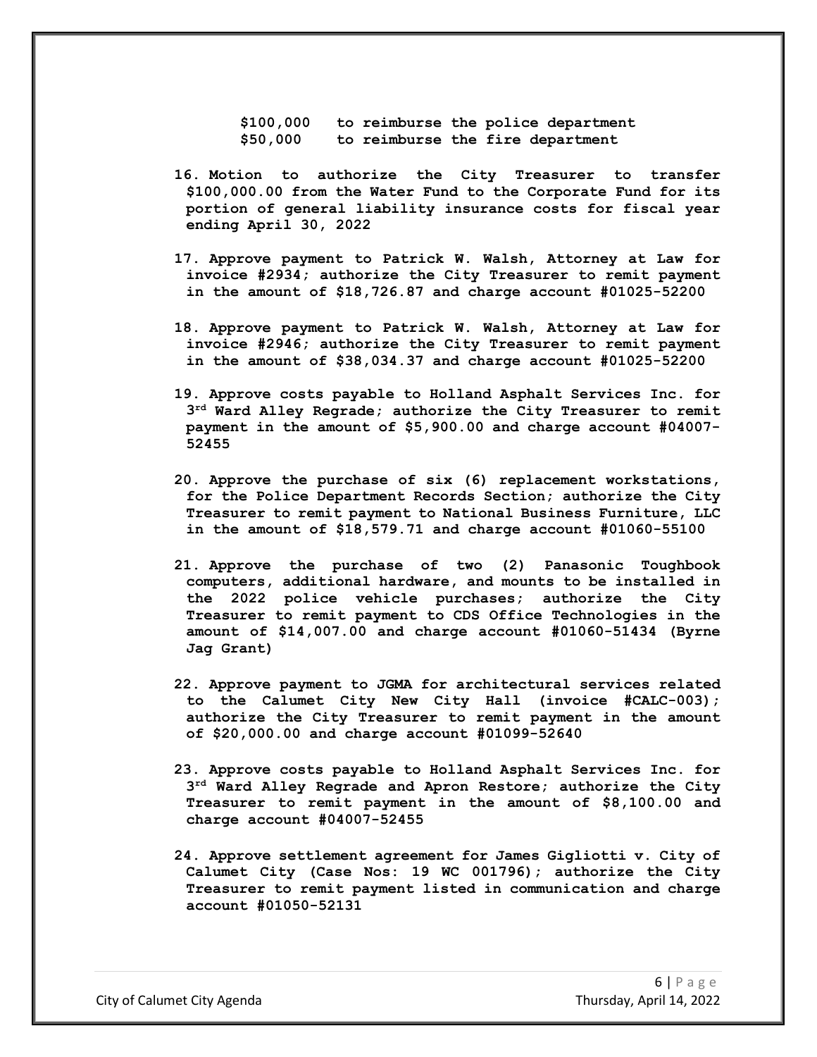**$100,000 to reimburse the police department**
**$50,000 to reimburse the fire department**

16. **Motion to authorize the City Treasurer to transfer $100,000.00 from the Water Fund to the Corporate Fund for its portion of general liability insurance costs for fiscal year ending April 30, 2022**

17. **Approve payment to Patrick W. Walsh, Attorney at Law for invoice #2934; authorize the City Treasurer to remit payment in the amount of $18,726.87 and charge account #01025-52200**

18. **Approve payment to Patrick W. Walsh, Attorney at Law for invoice #2946; authorize the City Treasurer to remit payment in the amount of $38,034.37 and charge account #01025-52200**

19. **Approve costs payable to Holland Asphalt Services Inc. for 3rd Ward Alley Regrade; authorize the City Treasurer to remit payment in the amount of $5,900.00 and charge account #04007-52455**

20. **Approve the purchase of six (6) replacement workstations, for the Police Department Records Section; authorize the City Treasurer to remit payment to National Business Furniture, LLC in the amount of $18,579.71 and charge account #01060-55100**

21. **Approve the purchase of two (2) Panasonic Toughbook computers, additional hardware, and mounts to be installed in the 2022 police vehicle purchases; authorize the City Treasurer to remit payment to CDS Office Technologies in the amount of $14,007.00 and charge account #01060-51434 (Byrne Jag Grant)**

22. **Approve payment to JGMA for architectural services related to the Calumet City New City Hall (invoice #CALC-003); authorize the City Treasurer to remit payment in the amount of $20,000.00 and charge account #01099-52640**

23. **Approve costs payable to Holland Asphalt Services Inc. for 3rd Ward Alley Regrade and Apron Restore; authorize the City Treasurer to remit payment in the amount of $8,100.00 and charge account #04007-52455**

24. **Approve settlement agreement for James Gigliotti v. City of Calumet City (Case Nos: 19 WC 001796); authorize the City Treasurer to remit payment listed in communication and charge account #01050-52131**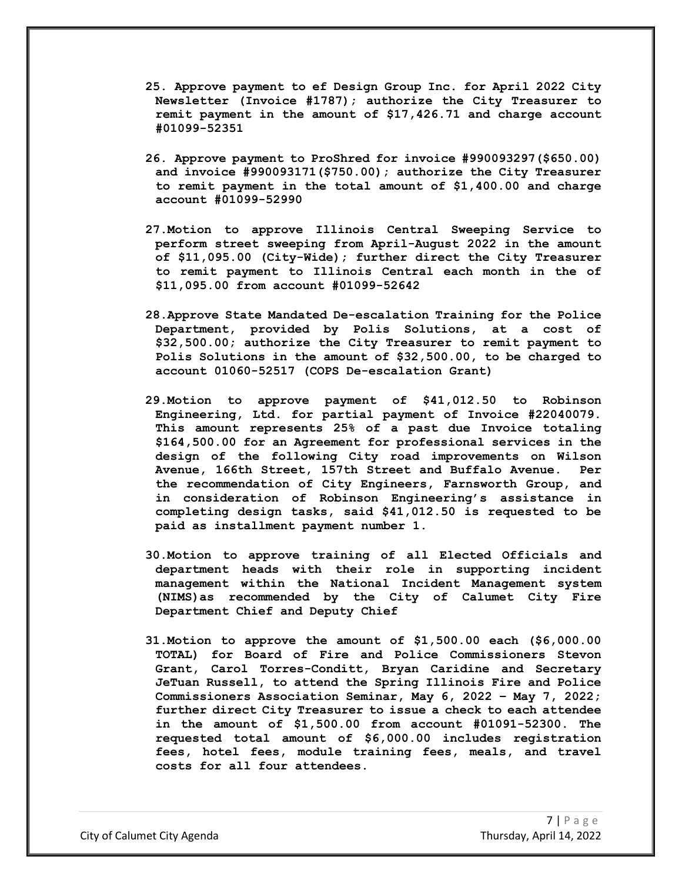25. **Approve payment to ef Design Group Inc. for April 2022 City Newsletter (Invoice #1787); authorize the City Treasurer to remit payment in the amount of $17,426.71 and charge account #01099-52351**

26. **Approve payment to ProShred for invoice #990093297($650.00) and invoice #990093171($750.00); authorize the City Treasurer to remit payment in the total amount of $1,400.00 and charge account #01099-52990**

27. **Motion to approve Illinois Central Sweeping Service to perform street sweeping from April-August 2022 in the amount of $11,095.00 (City-Wide); further direct the City Treasurer to remit payment to Illinois Central each month in the of $11,095.00 from account #01099-52642**

28. **Approve State Mandated De-escalation Training for the Police Department, provided by Polis Solutions, at a cost of $32,500.00; authorize the City Treasurer to remit payment to Polis Solutions in the amount of $32,500.00, to be charged to account 01060-52517 (COPS De-escalation Grant)**

29. **Motion to approve payment of $41,012.50 to Robinson Engineering, Ltd. for partial payment of Invoice #22040079. This amount represents 25% of a past due Invoice totaling $164,500.00 for an Agreement for professional services in the design of the following City road improvements on Wilson Avenue, 166th Street, 157th Street and Buffalo Avenue. Per the recommendation of City Engineers, Farnsworth Group, and in consideration of Robinson Engineering's assistance in completing design tasks, said $41,012.50 is requested to be paid as installment payment number 1.**

30. **Motion to approve training of all Elected Officials and department heads with their role in supporting incident management within the National Incident Management system (NIMS)as recommended by the City of Calumet City Fire Department Chief and Deputy Chief**

31. **Motion to approve the amount of $1,500.00 each ($6,000.00 TOTAL) for Board of Fire and Police Commissioners Stevon Grant, Carol Torres-Conditt, Bryan Caridine and Secretary JeTuan Russell, to attend the Spring Illinois Fire and Police Commissioners Association Seminar, May 6, 2022 – May 7, 2022; further direct City Treasurer to issue a check to each attendee in the amount of $1,500.00 from account #01091-52300. The requested total amount of $6,000.00 includes registration fees, hotel fees, module training fees, meals, and travel costs for all four attendees.**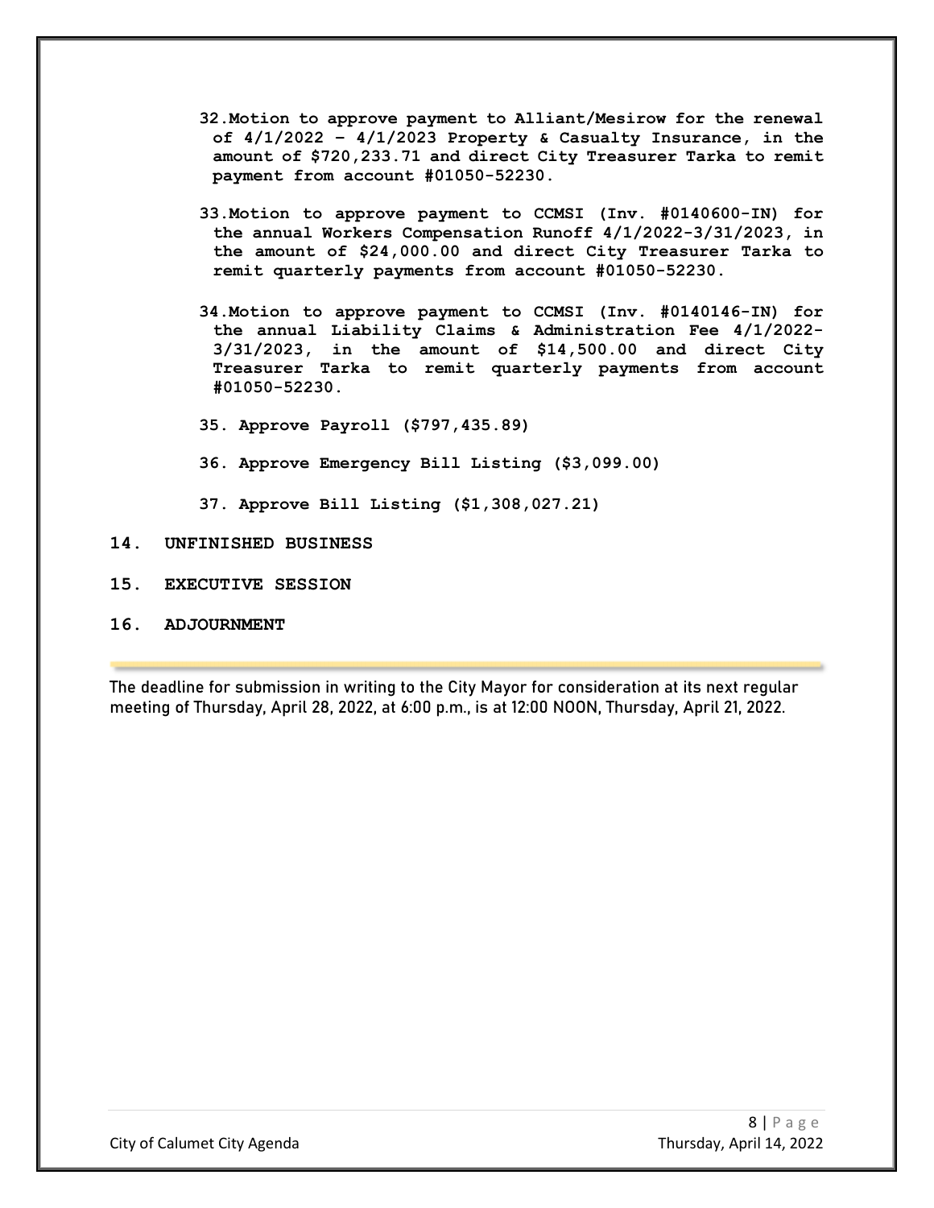32. **Motion to approve payment to Alliant/Mesirow for the renewal of 4/1/2022 – 4/1/2023 Property & Casualty Insurance, in the amount of $720,233.71 and direct City Treasurer Tarka to remit payment from account #01050-52230.**

33. **Motion to approve payment to CCMSI (Inv. #0140600-IN) for the annual Workers Compensation Runoff 4/1/2022-3/31/2023, in the amount of $24,000.00 and direct City Treasurer Tarka to remit quarterly payments from account #01050-52230.**

34. **Motion to approve payment to CCMSI (Inv. #0140146-IN) for the annual Liability Claims & Administration Fee 4/1/2022-3/31/2023, in the amount of $14,500.00 and direct City Treasurer Tarka to remit quarterly payments from account #01050-52230.**

35. **Approve Payroll ($797,435.89)**

36. **Approve Emergency Bill Listing ($3,099.00)**

37. **Approve Bill Listing ($1,308,027.21)**

## 14. UNFINISHED BUSINESS

## 15. EXECUTIVE SESSION

## 16. ADJOURNMENT

---

The deadline for submission in writing to the City Mayor for consideration at its next regular meeting of Thursday, April 28, 2022, at 6:00 p.m., is at 12:00 NOON, Thursday, April 21, 2022.